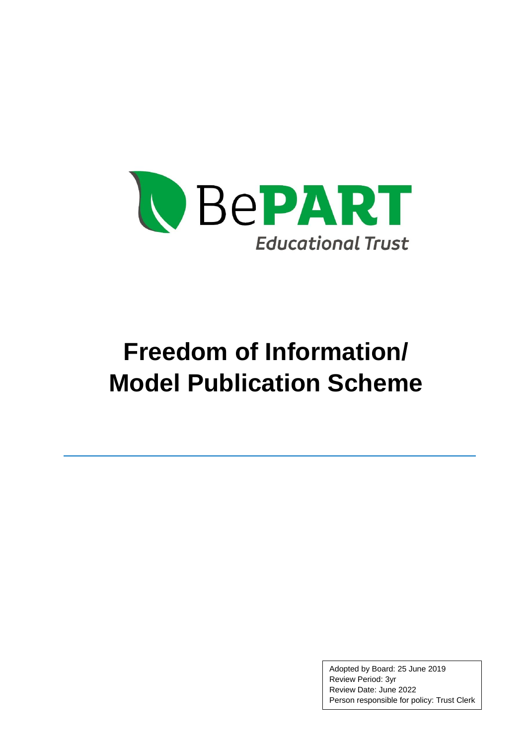BePART

*Educational Trust*

# Freedom of Information/ Model Publication Scheme

Adopted by Board: 25 June 2019
Review Period: 3yr
Review Date: June 2022
Person responsible for policy: Trust Clerk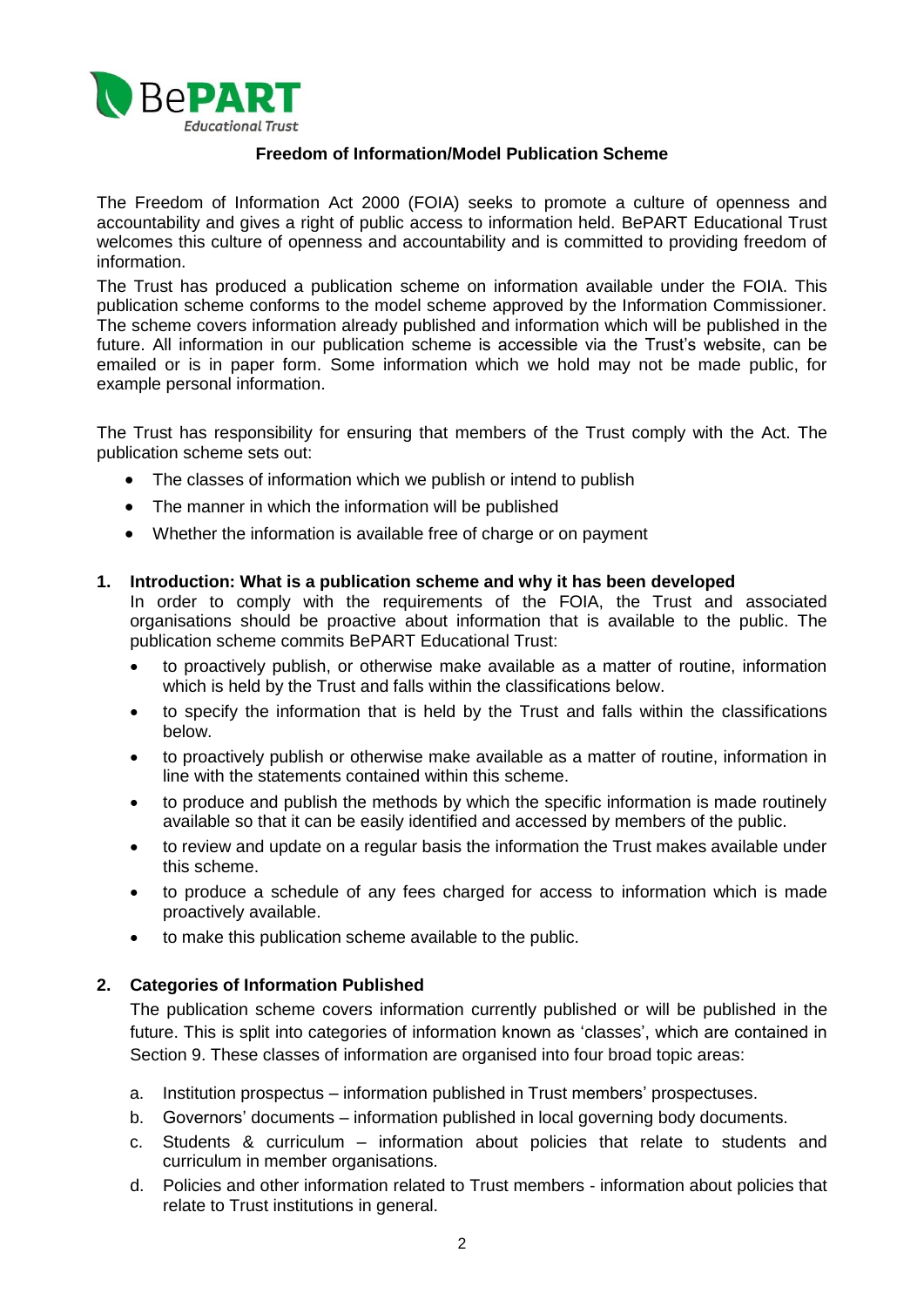**Freedom of Information/Model Publication Scheme**

The Freedom of Information Act 2000 (FOIA) seeks to promote a culture of openness and accountability and gives a right of public access to information held. BePART Educational Trust welcomes this culture of openness and accountability and is committed to providing freedom of information.

The Trust has produced a publication scheme on information available under the FOIA. This publication scheme conforms to the model scheme approved by the Information Commissioner. The scheme covers information already published and information which will be published in the future. All information in our publication scheme is accessible via the Trust's website, can be emailed or is in paper form. Some information which we hold may not be made public, for example personal information.

The Trust has responsibility for ensuring that members of the Trust comply with the Act. The publication scheme sets out:

- The classes of information which we publish or intend to publish
- The manner in which the information will be published
- Whether the information is available free of charge or on payment

## 1. Introduction: What is a publication scheme and why it has been developed

In order to comply with the requirements of the FOIA, the Trust and associated organisations should be proactive about information that is available to the public. The publication scheme commits BePART Educational Trust:

- to proactively publish, or otherwise make available as a matter of routine, information which is held by the Trust and falls within the classifications below.
- to specify the information that is held by the Trust and falls within the classifications below.
- to proactively publish or otherwise make available as a matter of routine, information in line with the statements contained within this scheme.
- to produce and publish the methods by which the specific information is made routinely available so that it can be easily identified and accessed by members of the public.
- to review and update on a regular basis the information the Trust makes available under this scheme.
- to produce a schedule of any fees charged for access to information which is made proactively available.
- to make this publication scheme available to the public.

## 2. Categories of Information Published

The publication scheme covers information currently published or will be published in the future. This is split into categories of information known as 'classes', which are contained in Section 9. These classes of information are organised into four broad topic areas:

a. Institution prospectus – information published in Trust members' prospectuses.
b. Governors' documents – information published in local governing body documents.
c. Students & curriculum – information about policies that relate to students and curriculum in member organisations.
d. Policies and other information related to Trust members - information about policies that relate to Trust institutions in general.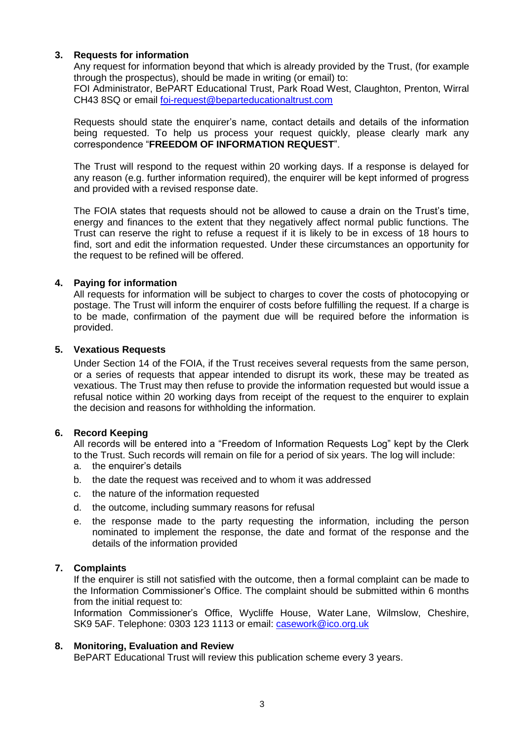## 3. Requests for information

Any request for information beyond that which is already provided by the Trust, (for example through the prospectus), should be made in writing (or email) to:
FOI Administrator, BePART Educational Trust, Park Road West, Claughton, Prenton, Wirral CH43 8SQ or email foi-request@beparteducationaltrust.com

Requests should state the enquirer's name, contact details and details of the information being requested. To help us process your request quickly, please clearly mark any correspondence "**FREEDOM OF INFORMATION REQUEST**".

The Trust will respond to the request within 20 working days. If a response is delayed for any reason (e.g. further information required), the enquirer will be kept informed of progress and provided with a revised response date.

The FOIA states that requests should not be allowed to cause a drain on the Trust's time, energy and finances to the extent that they negatively affect normal public functions. The Trust can reserve the right to refuse a request if it is likely to be in excess of 18 hours to find, sort and edit the information requested. Under these circumstances an opportunity for the request to be refined will be offered.

## 4. Paying for information

All requests for information will be subject to charges to cover the costs of photocopying or postage. The Trust will inform the enquirer of costs before fulfilling the request. If a charge is to be made, confirmation of the payment due will be required before the information is provided.

## 5. Vexatious Requests

Under Section 14 of the FOIA, if the Trust receives several requests from the same person, or a series of requests that appear intended to disrupt its work, these may be treated as vexatious. The Trust may then refuse to provide the information requested but would issue a refusal notice within 20 working days from receipt of the request to the enquirer to explain the decision and reasons for withholding the information.

## 6. Record Keeping

All records will be entered into a "Freedom of Information Requests Log" kept by the Clerk to the Trust. Such records will remain on file for a period of six years. The log will include:

a. the enquirer's details
b. the date the request was received and to whom it was addressed
c. the nature of the information requested
d. the outcome, including summary reasons for refusal
e. the response made to the party requesting the information, including the person nominated to implement the response, the date and format of the response and the details of the information provided

## 7. Complaints

If the enquirer is still not satisfied with the outcome, then a formal complaint can be made to the Information Commissioner's Office. The complaint should be submitted within 6 months from the initial request to:
Information Commissioner's Office, Wycliffe House, Water Lane, Wilmslow, Cheshire, SK9 5AF. Telephone: 0303 123 1113 or email: casework@ico.org.uk

## 8. Monitoring, Evaluation and Review

BePART Educational Trust will review this publication scheme every 3 years.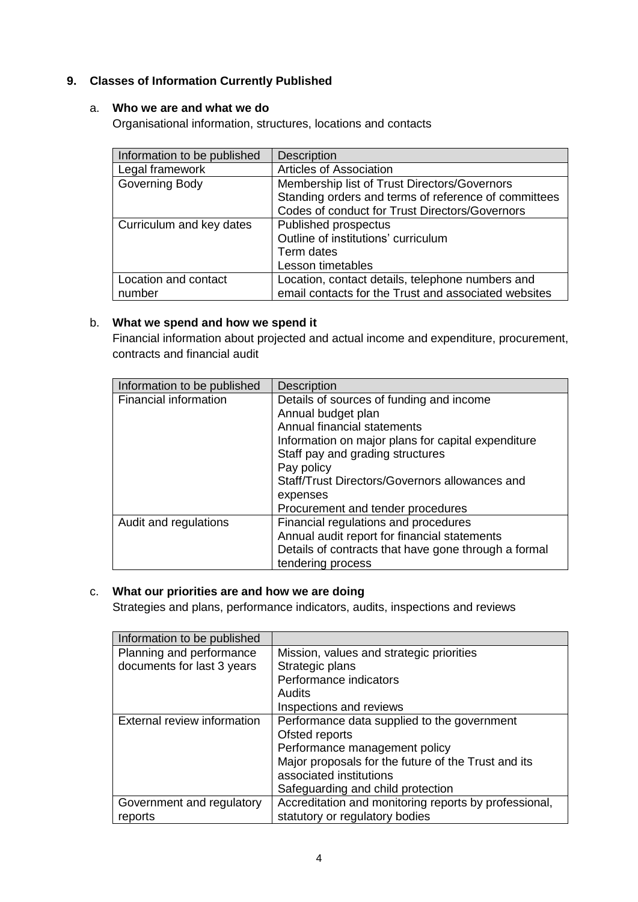## 9. Classes of Information Currently Published

### a. Who we are and what we do

Organisational information, structures, locations and contacts

| Information to be published | Description |
| --- | --- |
| Legal framework | Articles of Association |
| Governing Body | Membership list of Trust Directors/Governors<br>Standing orders and terms of reference of committees<br>Codes of conduct for Trust Directors/Governors |
| Curriculum and key dates | Published prospectus<br>Outline of institutions' curriculum<br>Term dates<br>Lesson timetables |
| Location and contact number | Location, contact details, telephone numbers and email contacts for the Trust and associated websites |

### b. What we spend and how we spend it

Financial information about projected and actual income and expenditure, procurement, contracts and financial audit

| Information to be published | Description |
| --- | --- |
| Financial information | Details of sources of funding and income<br>Annual budget plan<br>Annual financial statements<br>Information on major plans for capital expenditure<br>Staff pay and grading structures<br>Pay policy<br>Staff/Trust Directors/Governors allowances and expenses<br>Procurement and tender procedures |
| Audit and regulations | Financial regulations and procedures<br>Annual audit report for financial statements<br>Details of contracts that have gone through a formal tendering process |

### c. What our priorities are and how we are doing

Strategies and plans, performance indicators, audits, inspections and reviews

| Information to be published | |
| --- | --- |
| Planning and performance documents for last 3 years | Mission, values and strategic priorities<br>Strategic plans<br>Performance indicators<br>Audits<br>Inspections and reviews |
| External review information | Performance data supplied to the government<br>Ofsted reports<br>Performance management policy<br>Major proposals for the future of the Trust and its associated institutions<br>Safeguarding and child protection |
| Government and regulatory reports | Accreditation and monitoring reports by professional, statutory or regulatory bodies |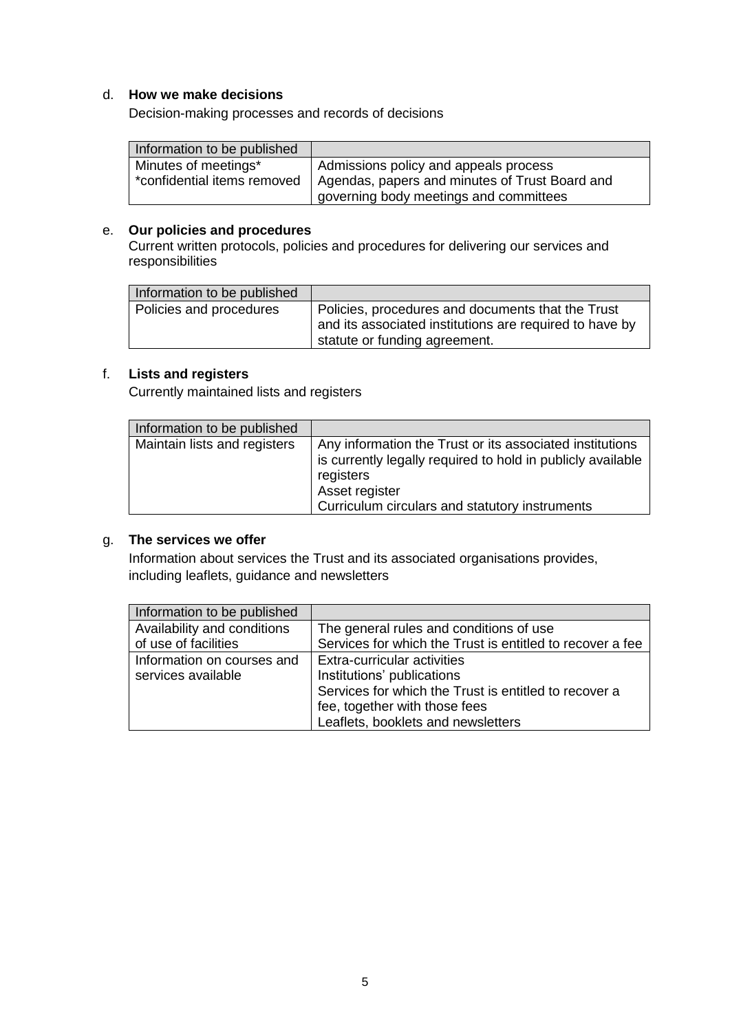d. **How we make decisions**

Decision-making processes and records of decisions

| Information to be published | |
|---|---|
| Minutes of meetings* *confidential items removed | Admissions policy and appeals process<br>Agendas, papers and minutes of Trust Board and governing body meetings and committees |

e. **Our policies and procedures**

Current written protocols, policies and procedures for delivering our services and responsibilities

| Information to be published | |
|---|---|
| Policies and procedures | Policies, procedures and documents that the Trust and its associated institutions are required to have by statute or funding agreement. |

f. **Lists and registers**

Currently maintained lists and registers

| Information to be published | |
|---|---|
| Maintain lists and registers | Any information the Trust or its associated institutions is currently legally required to hold in publicly available registers<br>Asset register<br>Curriculum circulars and statutory instruments |

g. **The services we offer**

Information about services the Trust and its associated organisations provides, including leaflets, guidance and newsletters

| Information to be published | |
|---|---|
| Availability and conditions of use of facilities | The general rules and conditions of use<br>Services for which the Trust is entitled to recover a fee |
| Information on courses and services available | Extra-curricular activities<br>Institutions' publications<br>Services for which the Trust is entitled to recover a fee, together with those fees<br>Leaflets, booklets and newsletters |